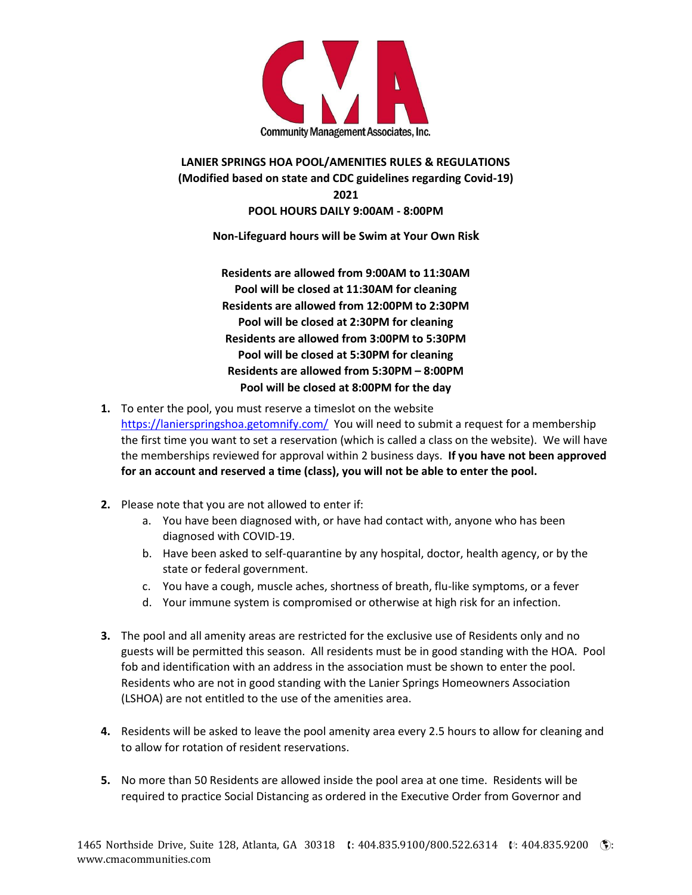Community Management Associates, Inc.

**LANIER SPRINGS HOA POOL/AMENITIES RULES & REGULATIONS**
**(Modified based on state and CDC guidelines regarding Covid-19)**
**2021**
**POOL HOURS DAILY 9:00AM - 8:00PM**

**Non-Lifeguard hours will be Swim at Your Own Risk**

**Residents are allowed from 9:00AM to 11:30AM**
**Pool will be closed at 11:30AM for cleaning**
**Residents are allowed from 12:00PM to 2:30PM**
**Pool will be closed at 2:30PM for cleaning**
**Residents are allowed from 3:00PM to 5:30PM**
**Pool will be closed at 5:30PM for cleaning**
**Residents are allowed from 5:30PM – 8:00PM**
**Pool will be closed at 8:00PM for the day**

1. To enter the pool, you must reserve a timeslot on the website https://lanierspringshoa.getomnify.com/ You will need to submit a request for a membership the first time you want to set a reservation (which is called a class on the website). We will have the memberships reviewed for approval within 2 business days. **If you have not been approved for an account and reserved a time (class), you will not be able to enter the pool.**

2. Please note that you are not allowed to enter if:
   a. You have been diagnosed with, or have had contact with, anyone who has been diagnosed with COVID-19.
   b. Have been asked to self-quarantine by any hospital, doctor, health agency, or by the state or federal government.
   c. You have a cough, muscle aches, shortness of breath, flu-like symptoms, or a fever
   d. Your immune system is compromised or otherwise at high risk for an infection.

3. The pool and all amenity areas are restricted for the exclusive use of Residents only and no guests will be permitted this season. All residents must be in good standing with the HOA. Pool fob and identification with an address in the association must be shown to enter the pool. Residents who are not in good standing with the Lanier Springs Homeowners Association (LSHOA) are not entitled to the use of the amenities area.

4. Residents will be asked to leave the pool amenity area every 2.5 hours to allow for cleaning and to allow for rotation of resident reservations.

5. No more than 50 Residents are allowed inside the pool area at one time. Residents will be required to practice Social Distancing as ordered in the Executive Order from Governor and

1465 Northside Drive, Suite 128, Atlanta, GA 30318 : 404.835.9100/800.522.6314 : 404.835.9200 : www.cmacommunities.com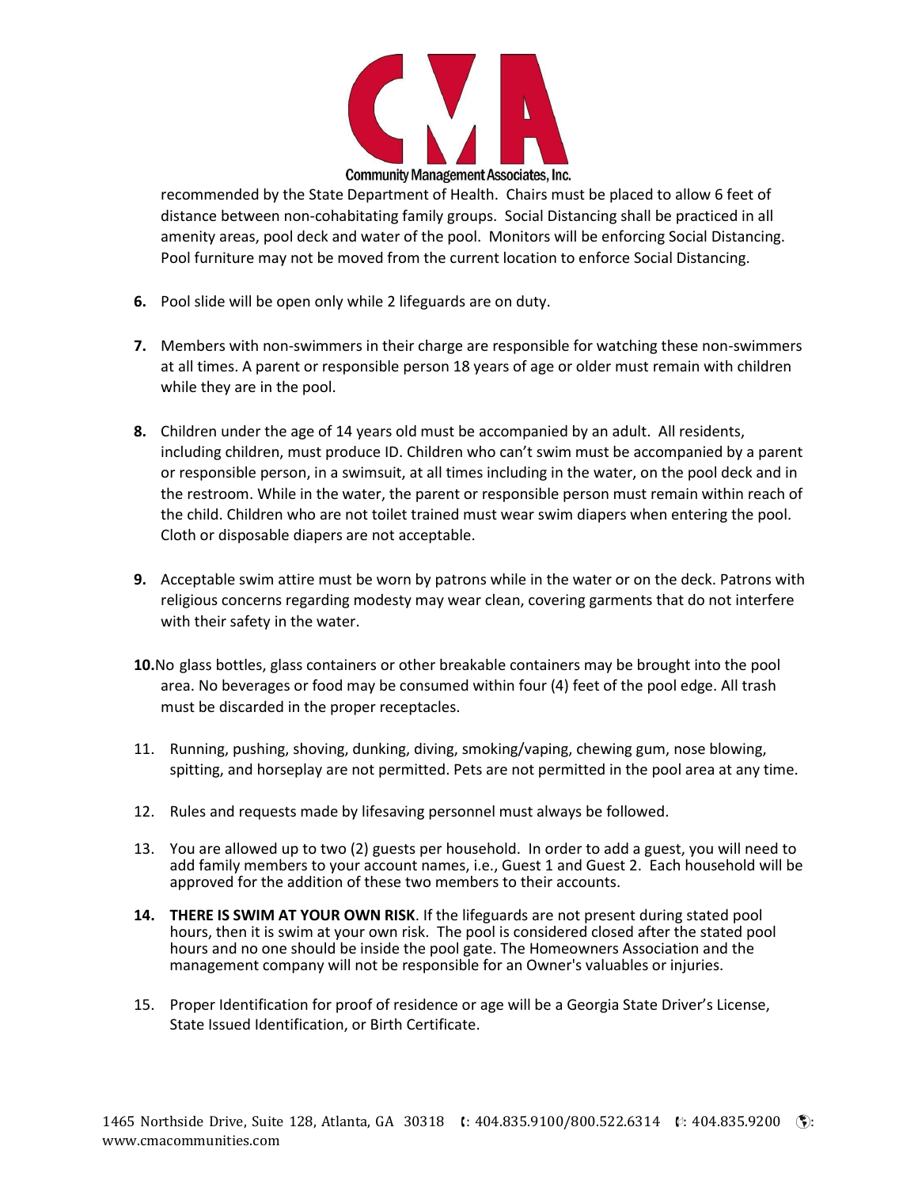recommended by the State Department of Health. Chairs must be placed to allow 6 feet of distance between non-cohabitating family groups. Social Distancing shall be practiced in all amenity areas, pool deck and water of the pool. Monitors will be enforcing Social Distancing. Pool furniture may not be moved from the current location to enforce Social Distancing.

**6.** Pool slide will be open only while 2 lifeguards are on duty.

**7.** Members with non-swimmers in their charge are responsible for watching these non-swimmers at all times. A parent or responsible person 18 years of age or older must remain with children while they are in the pool.

**8.** Children under the age of 14 years old must be accompanied by an adult. All residents, including children, must produce ID. Children who can't swim must be accompanied by a parent or responsible person, in a swimsuit, at all times including in the water, on the pool deck and in the restroom. While in the water, the parent or responsible person must remain within reach of the child. Children who are not toilet trained must wear swim diapers when entering the pool. Cloth or disposable diapers are not acceptable.

**9.** Acceptable swim attire must be worn by patrons while in the water or on the deck. Patrons with religious concerns regarding modesty may wear clean, covering garments that do not interfere with their safety in the water.

**10.** No glass bottles, glass containers or other breakable containers may be brought into the pool area. No beverages or food may be consumed within four (4) feet of the pool edge. All trash must be discarded in the proper receptacles.

11. Running, pushing, shoving, dunking, diving, smoking/vaping, chewing gum, nose blowing, spitting, and horseplay are not permitted. Pets are not permitted in the pool area at any time.

12. Rules and requests made by lifesaving personnel must always be followed.

13. You are allowed up to two (2) guests per household. In order to add a guest, you will need to add family members to your account names, i.e., Guest 1 and Guest 2. Each household will be approved for the addition of these two members to their accounts.

**14. THERE IS SWIM AT YOUR OWN RISK**. If the lifeguards are not present during stated pool hours, then it is swim at your own risk. The pool is considered closed after the stated pool hours and no one should be inside the pool gate. The Homeowners Association and the management company will not be responsible for an Owner's valuables or injuries.

15. Proper Identification for proof of residence or age will be a Georgia State Driver's License, State Issued Identification, or Birth Certificate.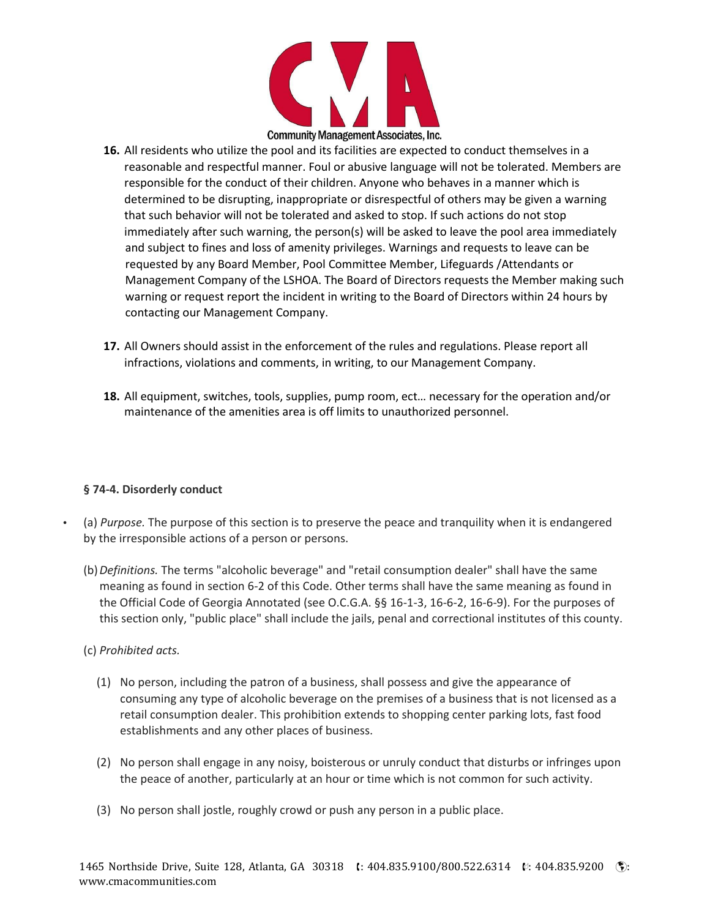16. All residents who utilize the pool and its facilities are expected to conduct themselves in a reasonable and respectful manner. Foul or abusive language will not be tolerated. Members are responsible for the conduct of their children. Anyone who behaves in a manner which is determined to be disrupting, inappropriate or disrespectful of others may be given a warning that such behavior will not be tolerated and asked to stop. If such actions do not stop immediately after such warning, the person(s) will be asked to leave the pool area immediately and subject to fines and loss of amenity privileges. Warnings and requests to leave can be requested by any Board Member, Pool Committee Member, Lifeguards /Attendants or Management Company of the LSHOA. The Board of Directors requests the Member making such warning or request report the incident in writing to the Board of Directors within 24 hours by contacting our Management Company.

17. All Owners should assist in the enforcement of the rules and regulations. Please report all infractions, violations and comments, in writing, to our Management Company.

18. All equipment, switches, tools, supplies, pump room, ect… necessary for the operation and/or maintenance of the amenities area is off limits to unauthorized personnel.

**§ 74-4. Disorderly conduct**

- (a) *Purpose.* The purpose of this section is to preserve the peace and tranquility when it is endangered by the irresponsible actions of a person or persons.

(b) *Definitions.* The terms "alcoholic beverage" and "retail consumption dealer" shall have the same meaning as found in section 6-2 of this Code. Other terms shall have the same meaning as found in the Official Code of Georgia Annotated (see O.C.G.A. §§ 16-1-3, 16-6-2, 16-6-9). For the purposes of this section only, "public place" shall include the jails, penal and correctional institutes of this county.

(c) *Prohibited acts.*

(1) No person, including the patron of a business, shall possess and give the appearance of consuming any type of alcoholic beverage on the premises of a business that is not licensed as a retail consumption dealer. This prohibition extends to shopping center parking lots, fast food establishments and any other places of business.

(2) No person shall engage in any noisy, boisterous or unruly conduct that disturbs or infringes upon the peace of another, particularly at an hour or time which is not common for such activity.

(3) No person shall jostle, roughly crowd or push any person in a public place.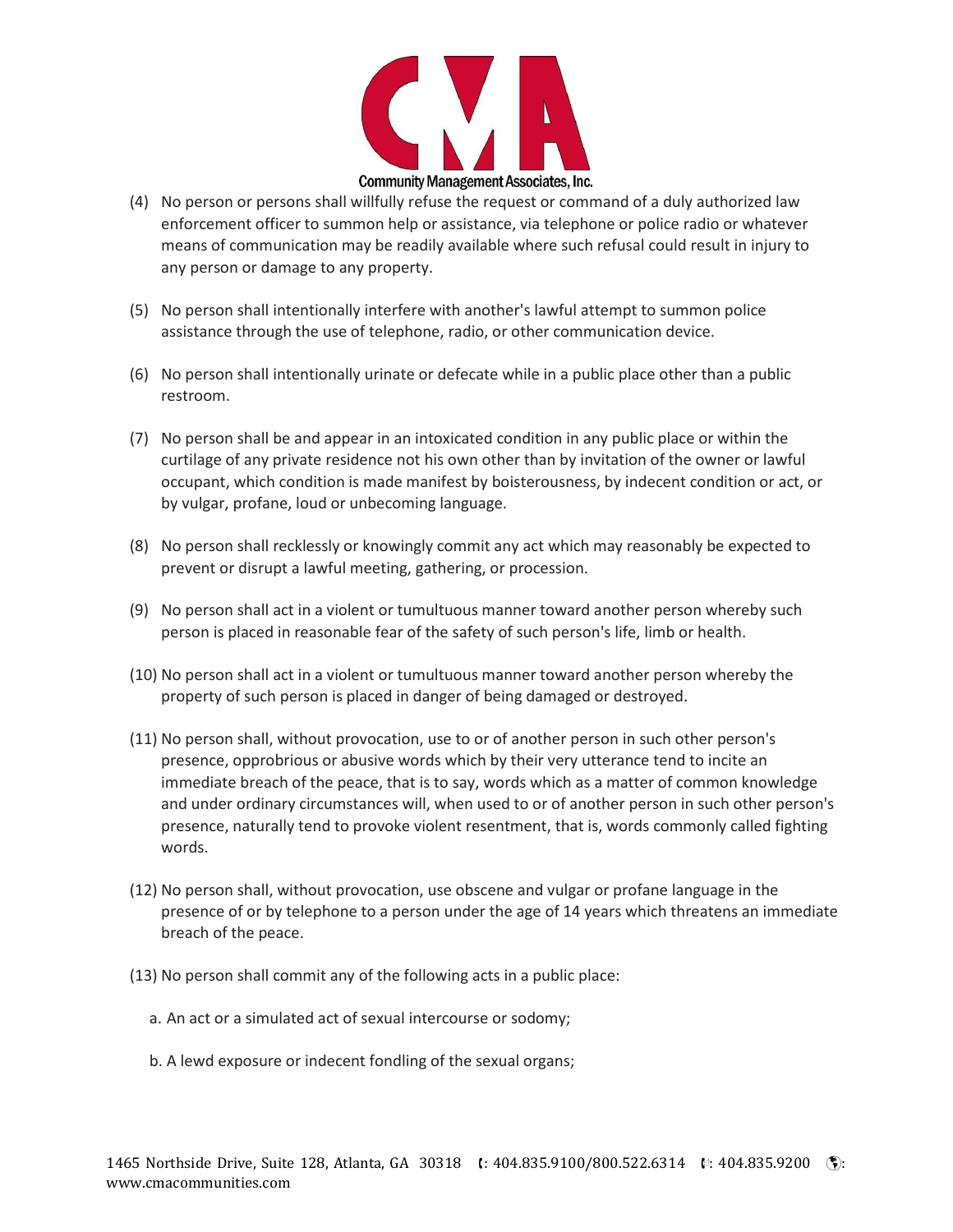(4) No person or persons shall willfully refuse the request or command of a duly authorized law enforcement officer to summon help or assistance, via telephone or police radio or whatever means of communication may be readily available where such refusal could result in injury to any person or damage to any property.

(5) No person shall intentionally interfere with another's lawful attempt to summon police assistance through the use of telephone, radio, or other communication device.

(6) No person shall intentionally urinate or defecate while in a public place other than a public restroom.

(7) No person shall be and appear in an intoxicated condition in any public place or within the curtilage of any private residence not his own other than by invitation of the owner or lawful occupant, which condition is made manifest by boisterousness, by indecent condition or act, or by vulgar, profane, loud or unbecoming language.

(8) No person shall recklessly or knowingly commit any act which may reasonably be expected to prevent or disrupt a lawful meeting, gathering, or procession.

(9) No person shall act in a violent or tumultuous manner toward another person whereby such person is placed in reasonable fear of the safety of such person's life, limb or health.

(10) No person shall act in a violent or tumultuous manner toward another person whereby the property of such person is placed in danger of being damaged or destroyed.

(11) No person shall, without provocation, use to or of another person in such other person's presence, opprobrious or abusive words which by their very utterance tend to incite an immediate breach of the peace, that is to say, words which as a matter of common knowledge and under ordinary circumstances will, when used to or of another person in such other person's presence, naturally tend to provoke violent resentment, that is, words commonly called fighting words.

(12) No person shall, without provocation, use obscene and vulgar or profane language in the presence of or by telephone to a person under the age of 14 years which threatens an immediate breach of the peace.

(13) No person shall commit any of the following acts in a public place:

a. An act or a simulated act of sexual intercourse or sodomy;

b. A lewd exposure or indecent fondling of the sexual organs;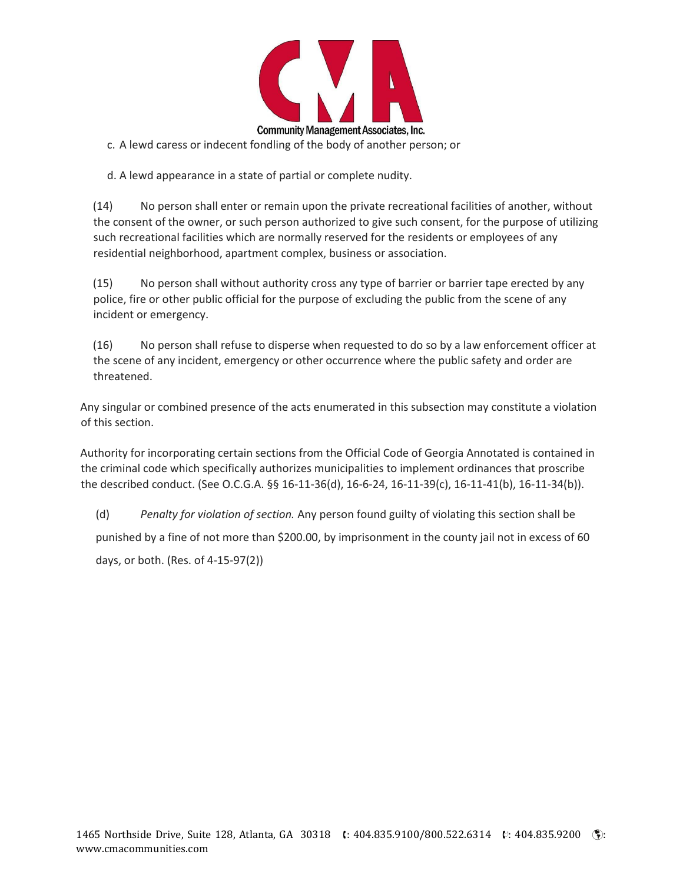c. A lewd caress or indecent fondling of the body of another person; or

d. A lewd appearance in a state of partial or complete nudity.

(14) No person shall enter or remain upon the private recreational facilities of another, without the consent of the owner, or such person authorized to give such consent, for the purpose of utilizing such recreational facilities which are normally reserved for the residents or employees of any residential neighborhood, apartment complex, business or association.

(15) No person shall without authority cross any type of barrier or barrier tape erected by any police, fire or other public official for the purpose of excluding the public from the scene of any incident or emergency.

(16) No person shall refuse to disperse when requested to do so by a law enforcement officer at the scene of any incident, emergency or other occurrence where the public safety and order are threatened.

Any singular or combined presence of the acts enumerated in this subsection may constitute a violation of this section.

Authority for incorporating certain sections from the Official Code of Georgia Annotated is contained in the criminal code which specifically authorizes municipalities to implement ordinances that proscribe the described conduct. (See O.C.G.A. §§ 16-11-36(d), 16-6-24, 16-11-39(c), 16-11-41(b), 16-11-34(b)).

(d) *Penalty for violation of section.* Any person found guilty of violating this section shall be punished by a fine of not more than $200.00, by imprisonment in the county jail not in excess of 60 days, or both. (Res. of 4-15-97(2))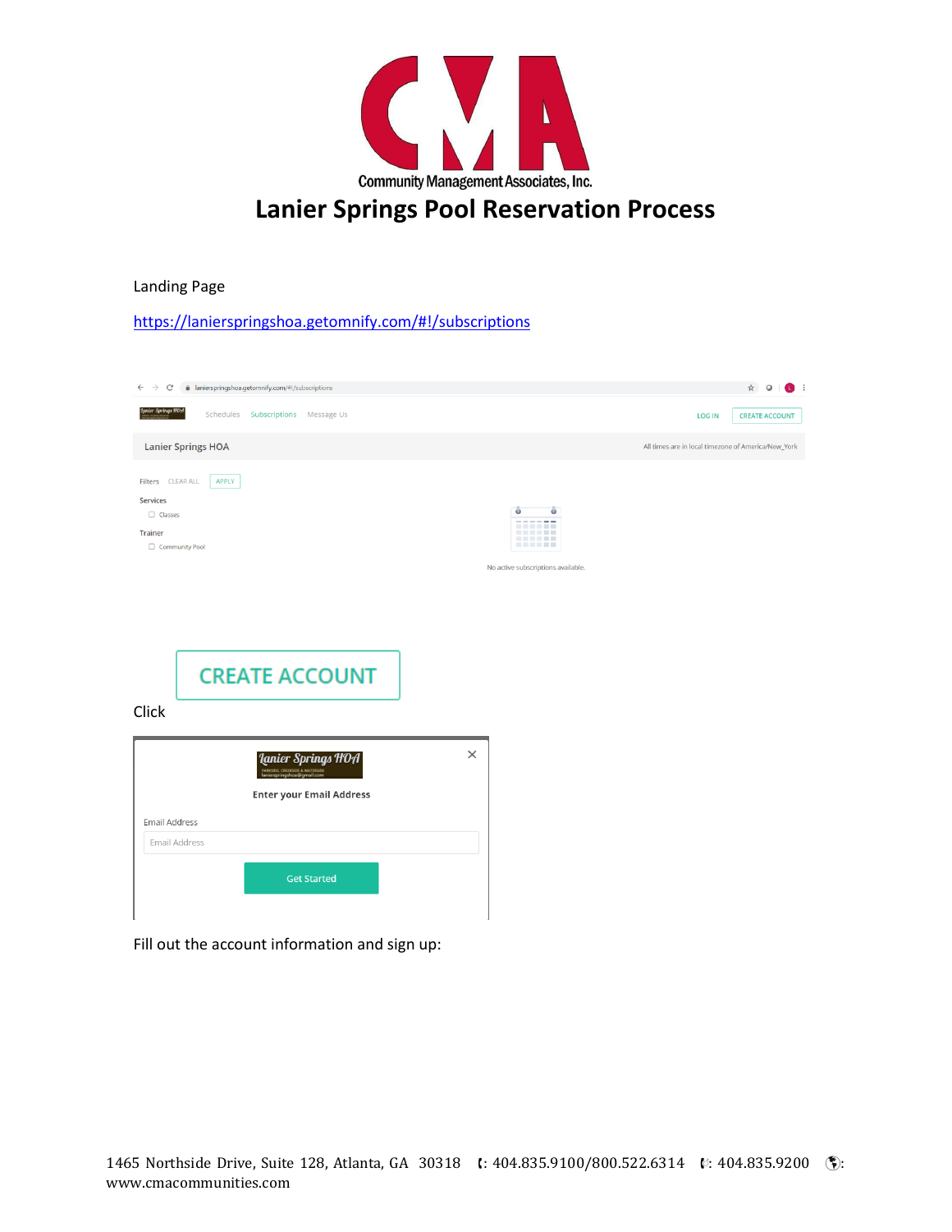Community Management Associates, Inc.

# Lanier Springs Pool Reservation Process

Landing Page

https://lanierspringshoa.getomnify.com/#!/subscriptions

Click

Fill out the account information and sign up:

1465 Northside Drive, Suite 128, Atlanta, GA 30318 : 404.835.9100/800.522.6314 : 404.835.9200 : www.cmacommunities.com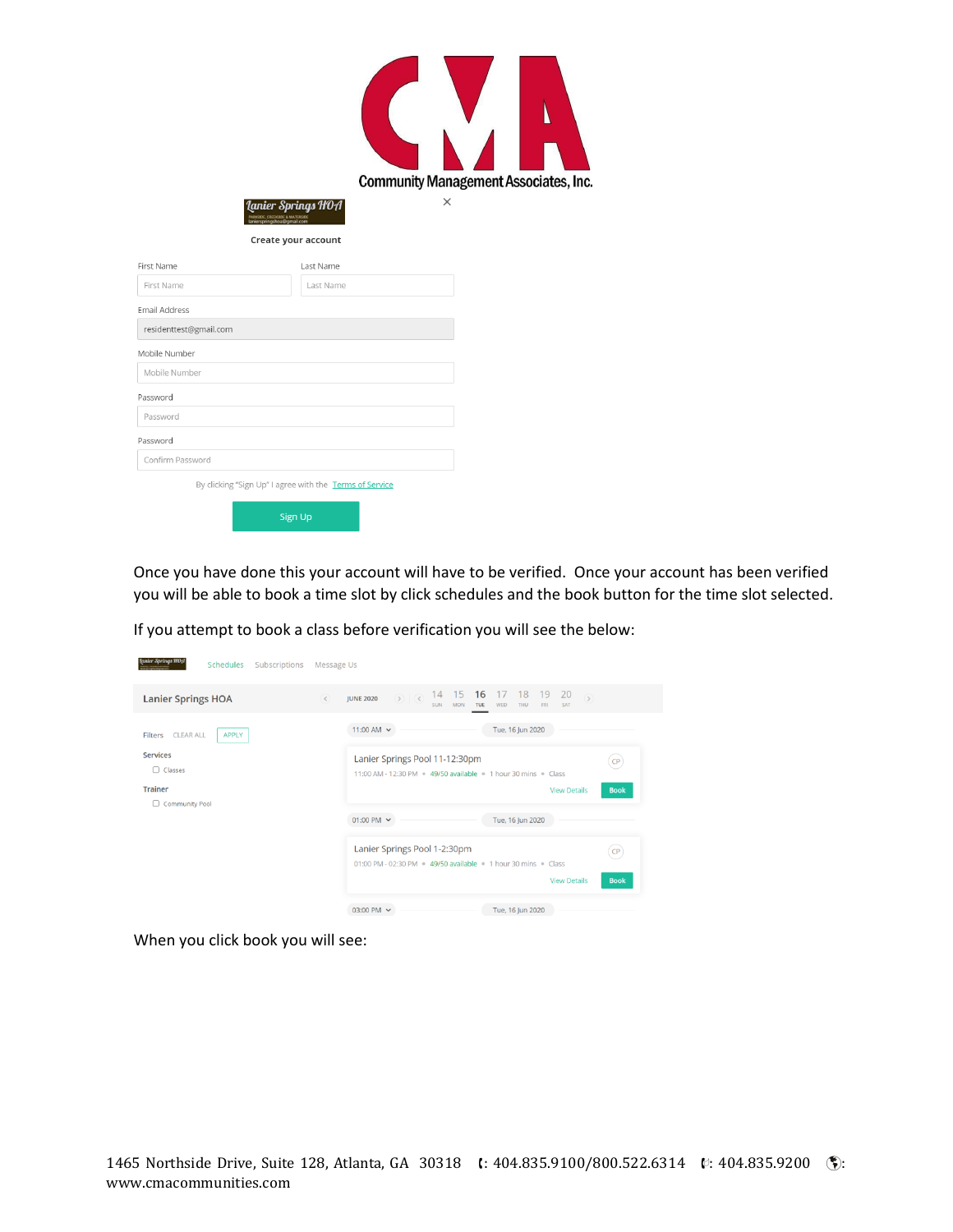# Community Management Associates, Inc.

Lanier Springs HOA

**Create your account**

First Name
First Name

Last Name
Last Name

Email Address
residenttest@gmail.com

Mobile Number
Mobile Number

Password
Password

Password
Confirm Password

By clicking "Sign Up" I agree with the Terms of Service

Sign Up

Once you have done this your account will have to be verified. Once your account has been verified you will be able to book a time slot by click schedules and the book button for the time slot selected.

If you attempt to book a class before verification you will see the below:

Lanier Springs HOA — Schedules — Subscriptions — Message Us

**Lanier Springs HOA** — JUNE 2020 — 14 SUN, 15 MON, 16 TUE, 17 WED, 18 THU, 19 FRI, 20 SAT

Filters — CLEAR ALL — APPLY

Services
- Classes

Trainer
- Community Pool

11:00 AM — Tue, 16 Jun 2020

Lanier Springs Pool 11-12:30pm
11:00 AM - 12:30 PM • 49/50 available • 1 hour 30 mins • Class
View Details — Book

01:00 PM — Tue, 16 Jun 2020

Lanier Springs Pool 1-2:30pm
01:00 PM - 02:30 PM • 49/50 available • 1 hour 30 mins • Class
View Details — Book

03:00 PM — Tue, 16 Jun 2020

When you click book you will see:

1465 Northside Drive, Suite 128, Atlanta, GA 30318 ☎: 404.835.9100/800.522.6314 Fax: 404.835.9200 🌐: www.cmacommunities.com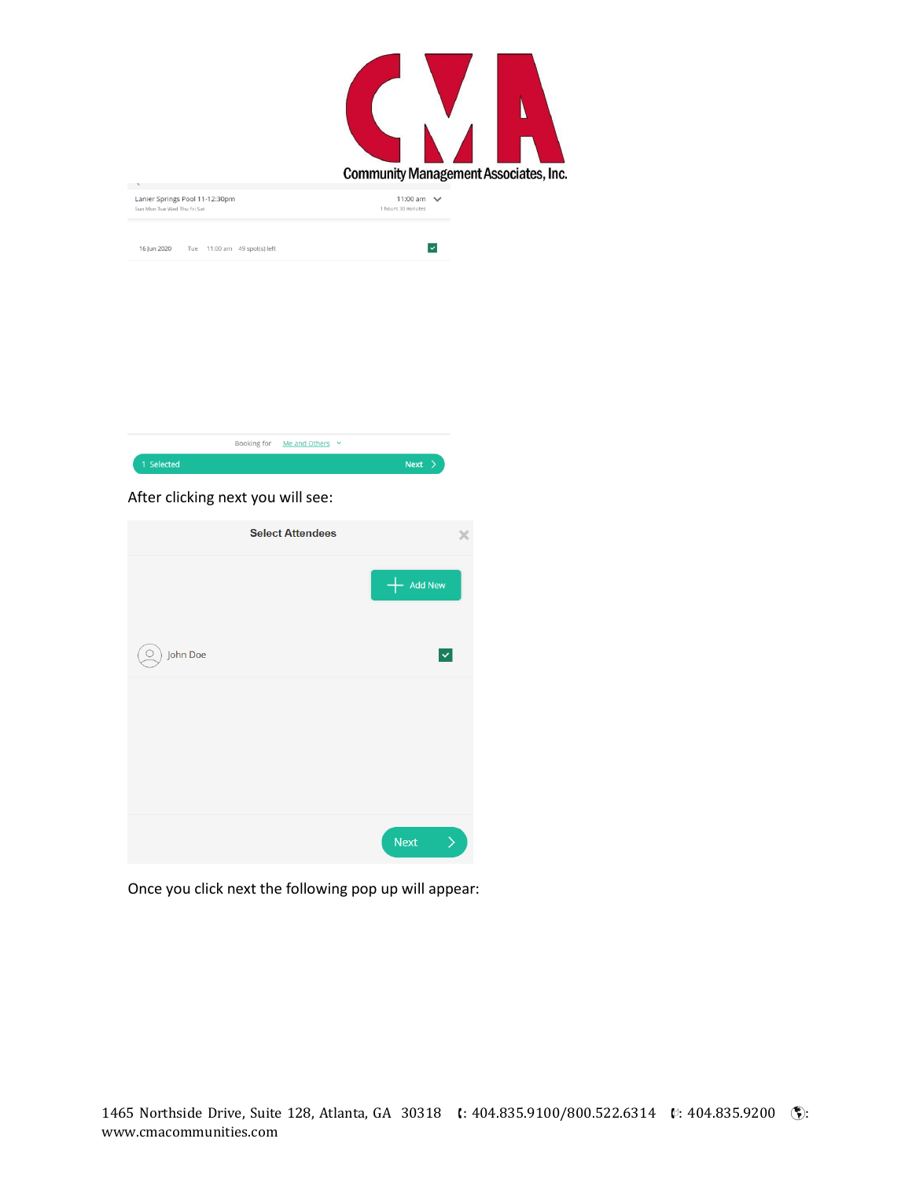Lanier Springs Pool 11-12:30pm

Sun Mon Tue Wed Thu Fri Sat

11:00 am

1 hours 30 minutes

16 Jun 2020 Tue 11:00 am 49 spot(s) left

Booking for Me and Others

1 Selected Next

After clicking next you will see:

**Select Attendees**

Add New

John Doe

Next

Once you click next the following pop up will appear: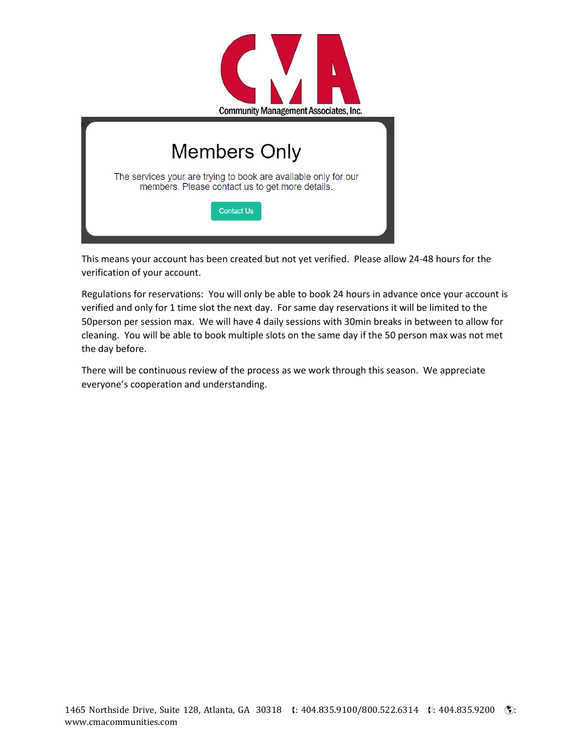Community Management Associates, Inc.

# Members Only

The services your are trying to book are available only for our members. Please contact us to get more details.

Contact Us

This means your account has been created but not yet verified. Please allow 24-48 hours for the verification of your account.

Regulations for reservations: You will only be able to book 24 hours in advance once your account is verified and only for 1 time slot the next day. For same day reservations it will be limited to the 50person per session max. We will have 4 daily sessions with 30min breaks in between to allow for cleaning. You will be able to book multiple slots on the same day if the 50 person max was not met the day before.

There will be continuous review of the process as we work through this season. We appreciate everyone's cooperation and understanding.